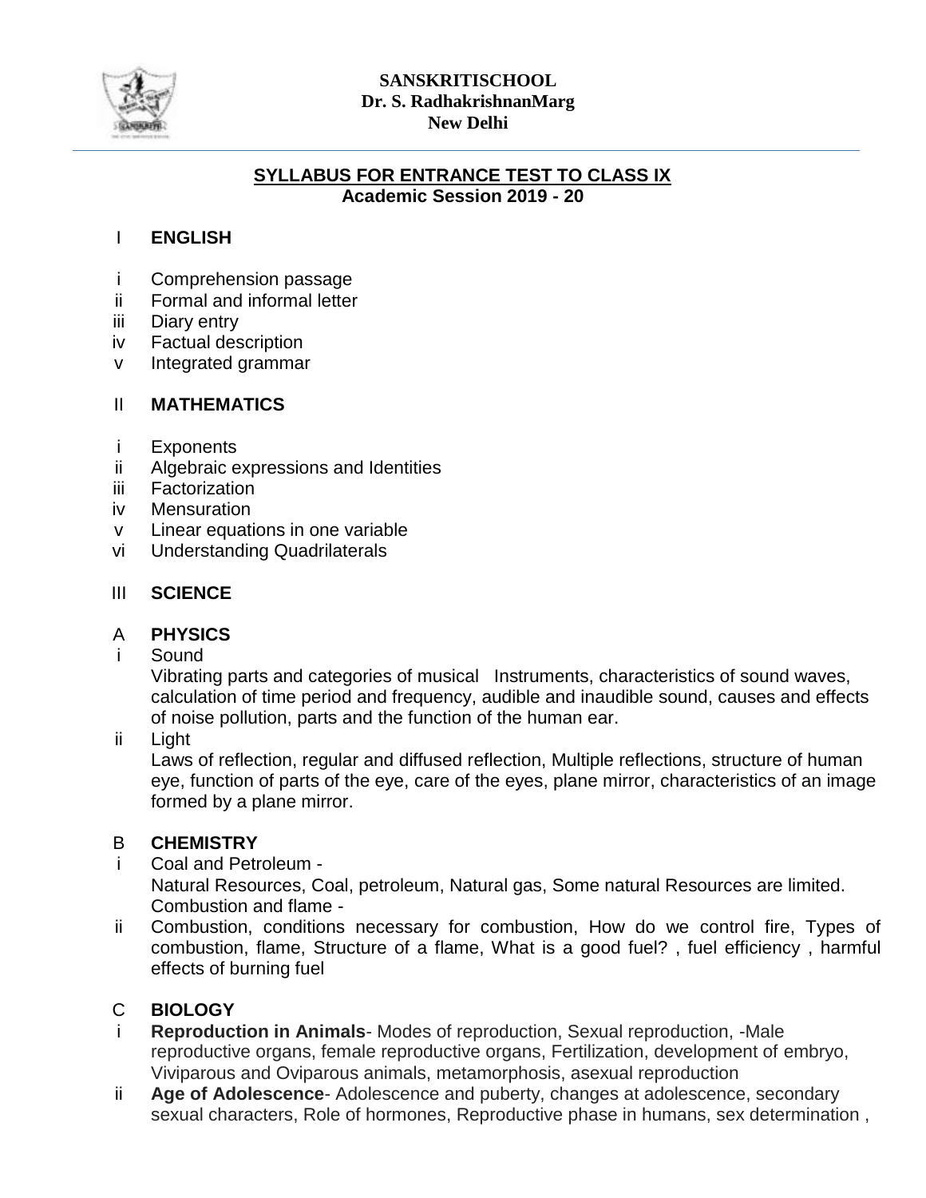**SANSKRITISCHOOL**
**Dr. S. RadhakrishnanMarg**
**New Delhi**

## SYLLABUS FOR ENTRANCE TEST TO CLASS IX
**Academic Session 2019 - 20**

### I ENGLISH

- i Comprehension passage
- ii Formal and informal letter
- iii Diary entry
- iv Factual description
- v Integrated grammar

### II MATHEMATICS

- i Exponents
- ii Algebraic expressions and Identities
- iii Factorization
- iv Mensuration
- v Linear equations in one variable
- vi Understanding Quadrilaterals

### III SCIENCE

#### A PHYSICS

i Sound

Vibrating parts and categories of musical Instruments, characteristics of sound waves, calculation of time period and frequency, audible and inaudible sound, causes and effects of noise pollution, parts and the function of the human ear.

ii Light

Laws of reflection, regular and diffused reflection, Multiple reflections, structure of human eye, function of parts of the eye, care of the eyes, plane mirror, characteristics of an image formed by a plane mirror.

#### B CHEMISTRY

i Coal and Petroleum -

Natural Resources, Coal, petroleum, Natural gas, Some natural Resources are limited.

Combustion and flame -

ii Combustion, conditions necessary for combustion, How do we control fire, Types of combustion, flame, Structure of a flame, What is a good fuel? , fuel efficiency , harmful effects of burning fuel

#### C BIOLOGY

i **Reproduction in Animals**- Modes of reproduction, Sexual reproduction, -Male reproductive organs, female reproductive organs, Fertilization, development of embryo, Viviparous and Oviparous animals, metamorphosis, asexual reproduction

ii **Age of Adolescence**- Adolescence and puberty, changes at adolescence, secondary sexual characters, Role of hormones, Reproductive phase in humans, sex determination ,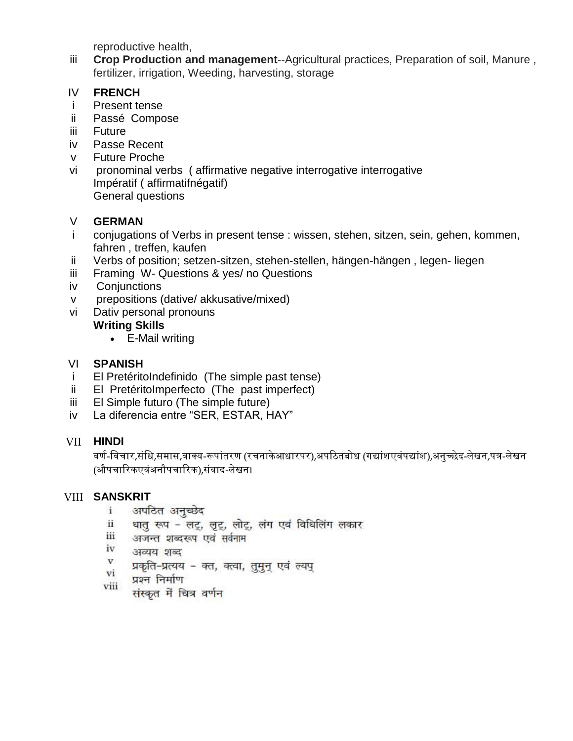reproductive health,

iii **Crop Production and management**--Agricultural practices, Preparation of soil, Manure , fertilizer, irrigation, Weeding, harvesting, storage

IV **FRENCH**

i Present tense
ii Passé Compose
iii Future
iv Passe Recent
v Future Proche
vi pronominal verbs ( affirmative negative interrogative interrogative
Impératif ( affirmatifnégatif)
General questions

V **GERMAN**

i conjugations of Verbs in present tense : wissen, stehen, sitzen, sein, gehen, kommen, fahren , treffen, kaufen
ii Verbs of position; setzen-sitzen, stehen-stellen, hängen-hängen , legen- liegen
iii Framing W- Questions & yes/ no Questions
iv Conjunctions
v prepositions (dative/ akkusative/mixed)
vi Dativ personal pronouns

**Writing Skills**

- E-Mail writing

VI **SPANISH**

i El PretéritoIndefinido (The simple past tense)
ii El PretéritoImperfecto (The past imperfect)
iii El Simple futuro (The simple future)
iv La diferencia entre “SER, ESTAR, HAY”

VII **HINDI**

वर्ण-विचार,संधि,समास,वाक्य-रूपांतरण (रचनाकेआधारपर),अपठितबोध (गद्यांशएवंपद्यांश),अनुच्छेद-लेखन,पत्र-लेखन (औपचारिकएवंअनौपचारिक),संवाद-लेखन।

VIII **SANSKRIT**

i अपठित अनुच्छेद
ii धातु रूप - लट्, लृट्, लोट्, लंग एवं विधिलिंग लकार
iii अजन्त शब्दरूप एवं सर्वनाम
iv अव्यय शब्द
v प्रकृति-प्रत्यय - क्त, क्त्वा, तुमुन् एवं ल्यप्
vi प्रश्न निर्माण
viii संस्कृत में चित्र वर्णन